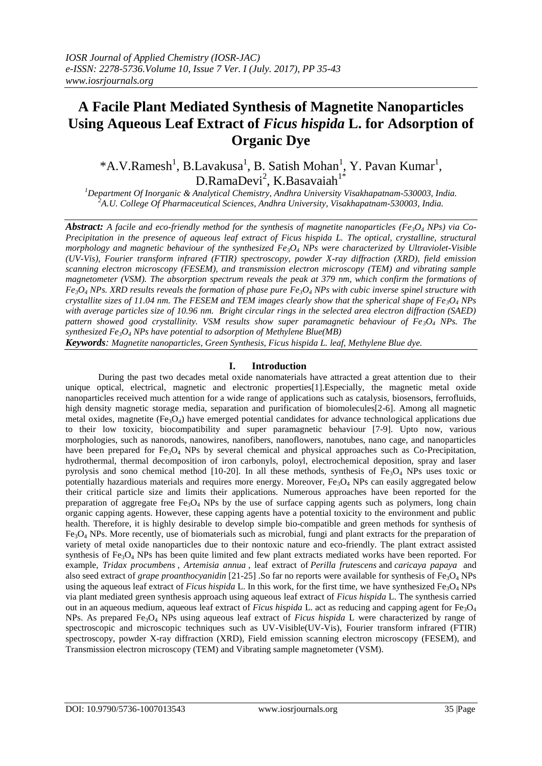# A Facile Plant Mediated Synthesis of Magnetite Nanoparticles Using Aqueous Leaf Extract of *Ficus hispida* L. for Adsorption of Organic Dye

*A.V.Ramesh[1], B.Lavakusa[1], B. Satish Mohan[1], Y. Pavan Kumar[1], D.RamaDevi[2], K.Basavaiah[1*]

[1]Department Of Inorganic & Analytical Chemistry, Andhra University Visakhapatnam-530003, India.
[2]A.U. College Of Pharmaceutical Sciences, Andhra University, Visakhapatnam-530003, India.

***Abstract:*** *A facile and eco-friendly method for the synthesis of magnetite nanoparticles ($Fe_3O_4$ NPs) via Co-Precipitation in the presence of aqueous leaf extract of Ficus hispida L. The optical, crystalline, structural morphology and magnetic behaviour of the synthesized $Fe_3O_4$ NPs were characterized by Ultraviolet-Visible (UV-Vis), Fourier transform infrared (FTIR) spectroscopy, powder X-ray diffraction (XRD), field emission scanning electron microscopy (FESEM), and transmission electron microscopy (TEM) and vibrating sample magnetometer (VSM). The absorption spectrum reveals the peak at 379 nm, which confirm the formations of $Fe_3O_4$ NPs. XRD results reveals the formation of phase pure $Fe_3O_4$ NPs with cubic inverse spinel structure with crystallite sizes of 11.04 nm. The FESEM and TEM images clearly show that the spherical shape of $Fe_3O_4$ NPs with average particles size of 10.96 nm. Bright circular rings in the selected area electron diffraction (SAED) pattern showed good crystallinity. VSM results show super paramagnetic behaviour of $Fe_3O_4$ NPs. The synthesized $Fe_3O_4$ NPs have potential to adsorption of Methylene Blue(MB)*

***Keywords****: Magnetite nanoparticles, Green Synthesis, Ficus hispida L. leaf, Methylene Blue dye.*

## I. Introduction

During the past two decades metal oxide nanomaterials have attracted a great attention due to their unique optical, electrical, magnetic and electronic properties[1].Especially, the magnetic metal oxide nanoparticles received much attention for a wide range of applications such as catalysis, biosensors, ferrofluids, high density magnetic storage media, separation and purification of biomolecules[2-6]. Among all magnetic metal oxides, magnetite ($Fe_3O_4$) have emerged potential candidates for advance technological applications due to their low toxicity, biocompatibility and super paramagnetic behaviour [7-9]. Upto now, various morphologies, such as nanorods, nanowires, nanofibers, nanoflowers, nanotubes, nano cage, and nanoparticles have been prepared for $Fe_3O_4$ NPs by several chemical and physical approaches such as Co-Precipitation, hydrothermal, thermal decomposition of iron carbonyls, poloyl, electrochemical deposition, spray and laser pyrolysis and sono chemical method [10-20]. In all these methods, synthesis of $Fe_3O_4$ NPs uses toxic or potentially hazardious materials and requires more energy. Moreover, $Fe_3O_4$ NPs can easily aggregated below their critical particle size and limits their applications. Numerous approaches have been reported for the preparation of aggregate free $Fe_3O_4$ NPs by the use of surface capping agents such as polymers, long chain organic capping agents. However, these capping agents have a potential toxicity to the environment and public health. Therefore, it is highly desirable to develop simple bio-compatible and green methods for synthesis of $Fe_3O_4$ NPs. More recently, use of biomaterials such as microbial, fungi and plant extracts for the preparation of variety of metal oxide nanoparticles due to their nontoxic nature and eco-friendly. The plant extract assisted synthesis of $Fe_3O_4$ NPs has been quite limited and few plant extracts mediated works have been reported. For example, *Tridax procumbens* , *Artemisia annua* , leaf extract of *Perilla frutescens* and *caricaya papaya* and also seed extract of *grape proanthocyanidin* [21-25] .So far no reports were available for synthesis of $Fe_3O_4$ NPs using the aqueous leaf extract of *Ficus hispida* L. In this work, for the first time, we have synthesized $Fe_3O_4$ NPs via plant mediated green synthesis approach using aqueous leaf extract of *Ficus hispida* L. The synthesis carried out in an aqueous medium, aqueous leaf extract of *Ficus hispida* L. act as reducing and capping agent for $Fe_3O_4$ NPs. As prepared $Fe_3O_4$ NPs using aqueous leaf extract of *Ficus hispida* L were characterized by range of spectroscopic and microscopic techniques such as UV-Visible(UV-Vis), Fourier transform infrared (FTIR) spectroscopy, powder X-ray diffraction (XRD), Field emission scanning electron microscopy (FESEM), and Transmission electron microscopy (TEM) and Vibrating sample magnetometer (VSM).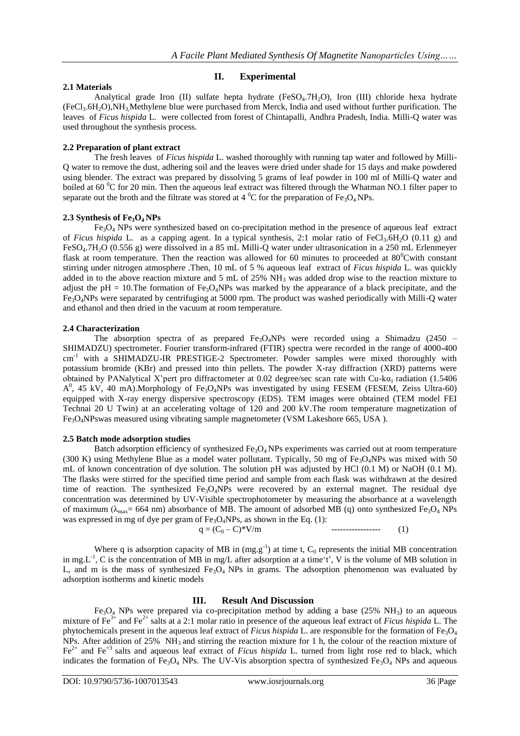## II. Experimental

### 2.1 Materials

Analytical grade Iron (II) sulfate hepta hydrate ($FeSO_4.7H_2O$), Iron (III) chloride hexa hydrate ($FeCl_3.6H_2O$),$NH_3$,Methylene blue were purchased from Merck, India and used without further purification. The leaves of *Ficus hispida* L. were collected from forest of Chintapalli, Andhra Pradesh, India. Milli-Q water was used throughout the synthesis process.

### 2.2 Preparation of plant extract

The fresh leaves of *Ficus hispida* L. washed thoroughly with running tap water and followed by Milli-Q water to remove the dust, adhering soil and the leaves were dried under shade for 15 days and make powdered using blender. The extract was prepared by dissolving 5 grams of leaf powder in 100 ml of Milli-Q water and boiled at 60 $^0$C for 20 min. Then the aqueous leaf extract was filtered through the Whatman NO.1 filter paper to separate out the broth and the filtrate was stored at 4 $^0$C for the preparation of $Fe_3O_4$ NPs.

### 2.3 Synthesis of $Fe_3O_4$ NPs

$Fe_3O_4$ NPs were synthesized based on co-precipitation method in the presence of aqueous leaf extract of *Ficus hispida* L. as a capping agent. In a typical synthesis, 2:1 molar ratio of $FeCl_3.6H_2O$ (0.11 g) and $FeSO_4.7H_2O$ (0.556 g) were dissolved in a 85 mL Milli-Q water under ultrasonication in a 250 mL Erlenmeyer flask at room temperature. Then the reaction was allowed for 60 minutes to proceeded at 80$^0$Cwith constant stirring under nitrogen atmosphere .Then, 10 mL of 5 % aqueous leaf extract of *Ficus hispida* L. was quickly added in to the above reaction mixture and 5 mL of 25% $NH_3$ was added drop wise to the reaction mixture to adjust the pH = 10.The formation of $Fe_3O_4$NPs was marked by the appearance of a black precipitate, and the $Fe_3O_4$NPs were separated by centrifuging at 5000 rpm. The product was washed periodically with Milli-Q water and ethanol and then dried in the vacuum at room temperature.

### 2.4 Characterization

The absorption spectra of as prepared $Fe_3O_4$NPs were recorded using a Shimadzu (2450 – SHIMADZU) spectrometer. Fourier transform-infrared (FTIR) spectra were recorded in the range of 4000-400 cm$^{-1}$ with a SHIMADZU-IR PRESTIGE-2 Spectrometer. Powder samples were mixed thoroughly with potassium bromide (KBr) and pressed into thin pellets. The powder X-ray diffraction (XRD) patterns were obtained by PANalytical X'pert pro diffractometer at 0.02 degree/sec scan rate with Cu-k$\alpha_1$ radiation (1.5406 A$^0$, 45 kV, 40 mA).Morphology of $Fe_3O_4$NPs was investigated by using FESEM (FESEM, Zeiss Ultra-60) equipped with X-ray energy dispersive spectroscopy (EDS). TEM images were obtained (TEM model FEI Technai 20 U Twin) at an accelerating voltage of 120 and 200 kV.The room temperature magnetization of $Fe_3O_4$NPswas measured using vibrating sample magnetometer (VSM Lakeshore 665, USA ).

### 2.5 Batch mode adsorption studies

Batch adsorption efficiency of synthesized $Fe_3O_4$ NPs experiments was carried out at room temperature (300 K) using Methylene Blue as a model water pollutant. Typically, 50 mg of $Fe_3O_4$NPs was mixed with 50 mL of known concentration of dye solution. The solution pH was adjusted by HCl (0.1 M) or NaOH (0.1 M). The flasks were stirred for the specified time period and sample from each flask was withdrawn at the desired time of reaction. The synthesized $Fe_3O_4$NPs were recovered by an external magnet. The residual dye concentration was determined by UV-Visible spectrophotometer by measuring the absorbance at a wavelength of maximum ($\lambda_{max}$= 664 nm) absorbance of MB. The amount of adsorbed MB (q) onto synthesized $Fe_3O_4$ NPs was expressed in mg of dye per gram of $Fe_3O_4$NPs, as shown in the Eq. (1):

$$q = (C_0 - C)*V/m \qquad (1)$$

Where q is adsorption capacity of MB in (mg.g$^{-1}$) at time t, $C_0$ represents the initial MB concentration in mg.L$^{-1}$, C is the concentration of MB in mg/L after adsorption at a time't', V is the volume of MB solution in L, and m is the mass of synthesized $Fe_3O_4$ NPs in grams. The adsorption phenomenon was evaluated by adsorption isotherms and kinetic models

## III. Result And Discussion

$Fe_3O_4$ NPs were prepared via co-precipitation method by adding a base (25% $NH_3$) to an aqueous mixture of $Fe^{3+}$ and $Fe^{2+}$ salts at a 2:1 molar ratio in presence of the aqueous leaf extract of *Ficus hispida* L. The phytochemicals present in the aqueous leaf extract of *Ficus hispida* L. are responsible for the formation of $Fe_3O_4$ NPs. After addition of 25% $NH_3$ and stirring the reaction mixture for 1 h, the colour of the reaction mixture of $Fe^{2+}$ and $Fe^{+3}$ salts and aqueous leaf extract of *Ficus hispida* L. turned from light rose red to black, which indicates the formation of $Fe_3O_4$ NPs. The UV-Vis absorption spectra of synthesized $Fe_3O_4$ NPs and aqueous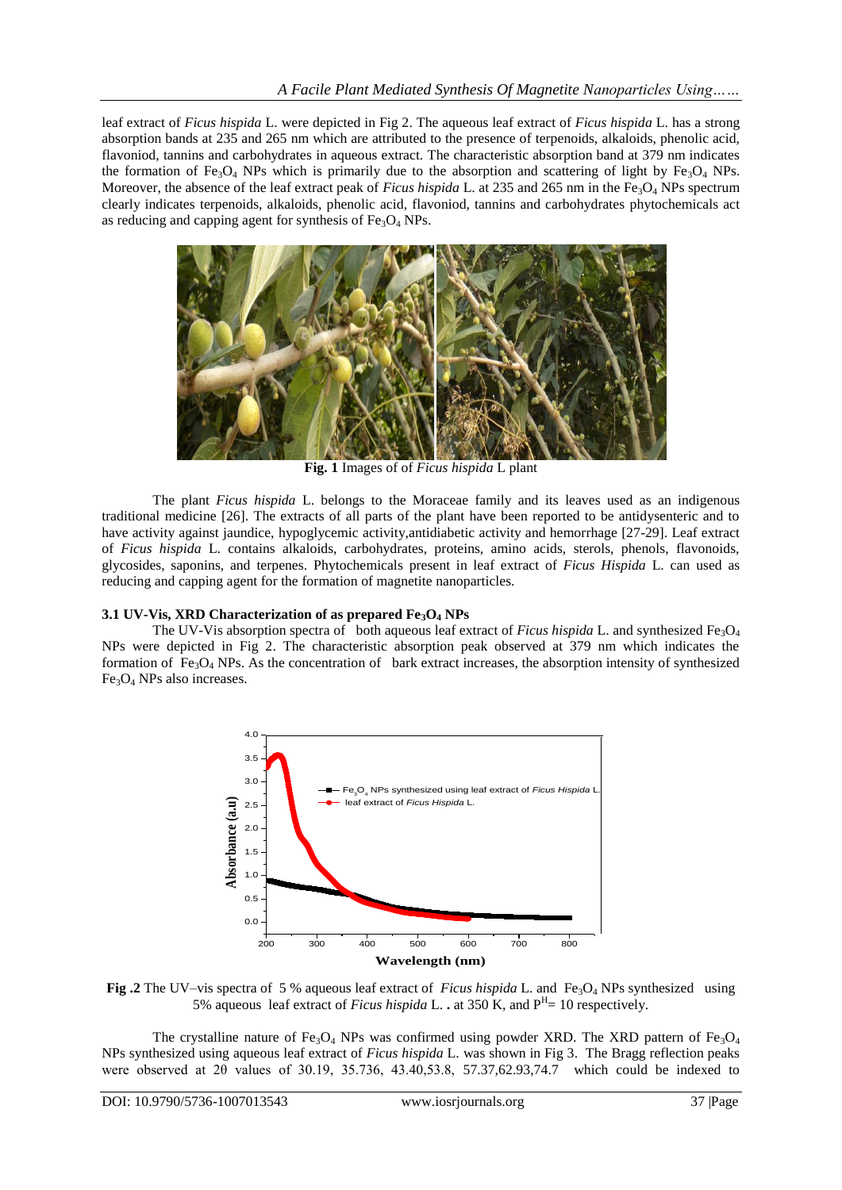leaf extract of *Ficus hispida* L. were depicted in Fig 2. The aqueous leaf extract of *Ficus hispida* L. has a strong absorption bands at 235 and 265 nm which are attributed to the presence of terpenoids, alkaloids, phenolic acid, flavoniod, tannins and carbohydrates in aqueous extract. The characteristic absorption band at 379 nm indicates the formation of $Fe_3O_4$ NPs which is primarily due to the absorption and scattering of light by $Fe_3O_4$ NPs. Moreover, the absence of the leaf extract peak of *Ficus hispida* L. at 235 and 265 nm in the $Fe_3O_4$ NPs spectrum clearly indicates terpenoids, alkaloids, phenolic acid, flavoniod, tannins and carbohydrates phytochemicals act as reducing and capping agent for synthesis of $Fe_3O_4$ NPs.

**Fig. 1** Images of of *Ficus hispida* L plant

The plant *Ficus hispida* L. belongs to the Moraceae family and its leaves used as an indigenous traditional medicine [26]. The extracts of all parts of the plant have been reported to be antidysenteric and to have activity against jaundice, hypoglycemic activity,antidiabetic activity and hemorrhage [27-29]. Leaf extract of *Ficus hispida* L. contains alkaloids, carbohydrates, proteins, amino acids, sterols, phenols, flavonoids, glycosides, saponins, and terpenes. Phytochemicals present in leaf extract of *Ficus Hispida* L. can used as reducing and capping agent for the formation of magnetite nanoparticles.

### 3.1 UV-Vis, XRD Characterization of as prepared $Fe_3O_4$ NPs

The UV-Vis absorption spectra of both aqueous leaf extract of *Ficus hispida* L. and synthesized $Fe_3O_4$ NPs were depicted in Fig 2. The characteristic absorption peak observed at 379 nm which indicates the formation of $Fe_3O_4$ NPs. As the concentration of bark extract increases, the absorption intensity of synthesized $Fe_3O_4$ NPs also increases.

**Fig .2** The UV–vis spectra of 5 % aqueous leaf extract of *Ficus hispida* L. and $Fe_3O_4$ NPs synthesized using 5% aqueous leaf extract of *Ficus hispida* L. . at 350 K, and $P^H$= 10 respectively.

The crystalline nature of $Fe_3O_4$ NPs was confirmed using powder XRD. The XRD pattern of $Fe_3O_4$ NPs synthesized using aqueous leaf extract of *Ficus hispida* L. was shown in Fig 3. The Bragg reflection peaks were observed at 2θ values of 30.19, 35.736, 43.40,53.8, 57.37,62.93,74.7 which could be indexed to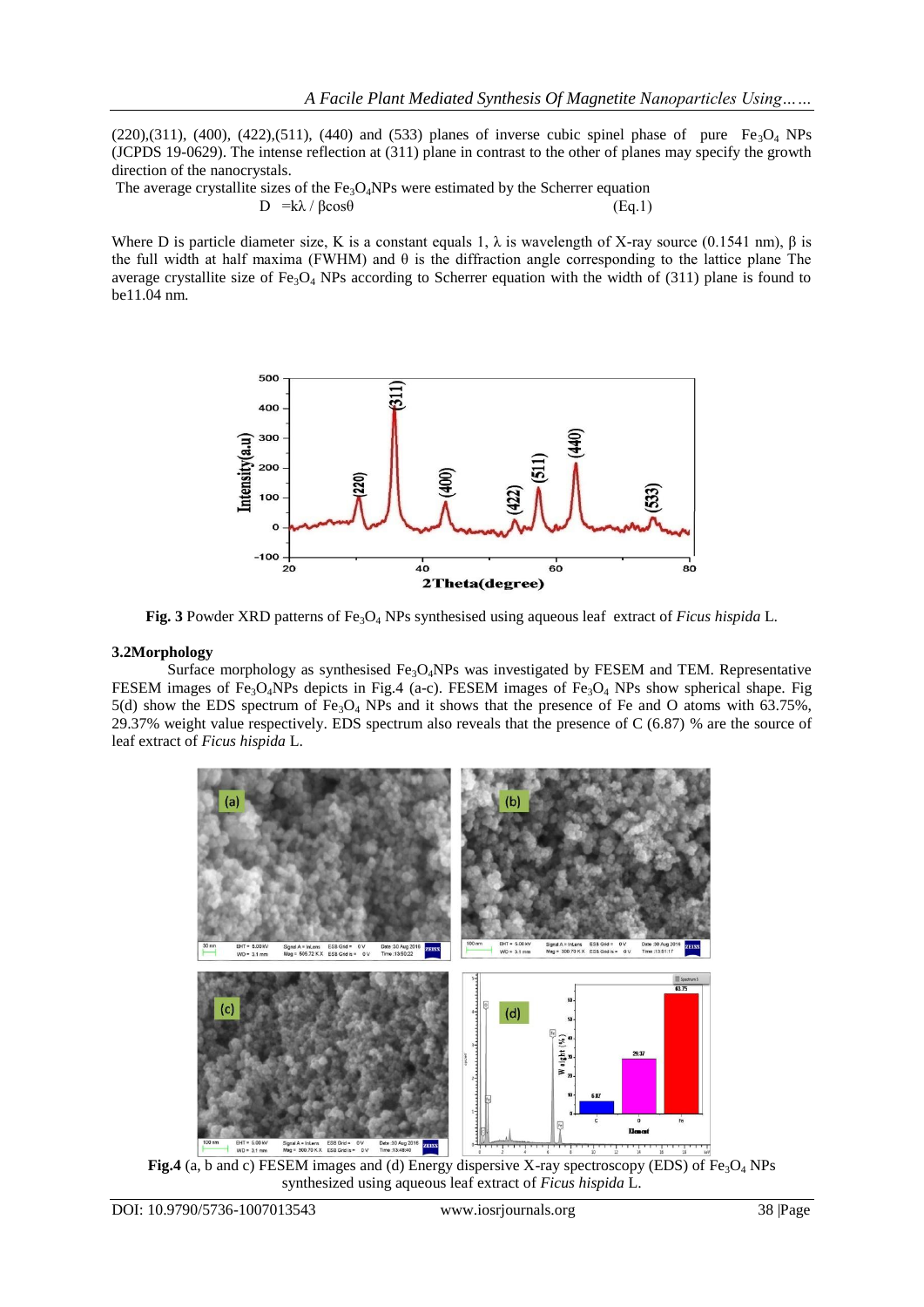(220),(311), (400), (422),(511), (440) and (533) planes of inverse cubic spinel phase of pure $Fe_3O_4$ NPs (JCPDS 19-0629). The intense reflection at (311) plane in contrast to the other of planes may specify the growth direction of the nanocrystals.

The average crystallite sizes of the $Fe_3O_4$NPs were estimated by the Scherrer equation

$$D = k\lambda / \beta\cos\theta \qquad \text{(Eq.1)}$$

Where D is particle diameter size, K is a constant equals 1, λ is wavelength of X-ray source (0.1541 nm), β is the full width at half maxima (FWHM) and θ is the diffraction angle corresponding to the lattice plane The average crystallite size of $Fe_3O_4$ NPs according to Scherrer equation with the width of (311) plane is found to be11.04 nm.

**Fig. 3** Powder XRD patterns of $Fe_3O_4$ NPs synthesised using aqueous leaf extract of *Ficus hispida* L.

### 3.2Morphology

Surface morphology as synthesised $Fe_3O_4$NPs was investigated by FESEM and TEM. Representative FESEM images of $Fe_3O_4$NPs depicts in Fig.4 (a-c). FESEM images of $Fe_3O_4$ NPs show spherical shape. Fig 5(d) show the EDS spectrum of $Fe_3O_4$ NPs and it shows that the presence of Fe and O atoms with 63.75%, 29.37% weight value respectively. EDS spectrum also reveals that the presence of C (6.87) % are the source of leaf extract of *Ficus hispida* L.

**Fig.4** (a, b and c) FESEM images and (d) Energy dispersive X-ray spectroscopy (EDS) of $Fe_3O_4$ NPs synthesized using aqueous leaf extract of *Ficus hispida* L.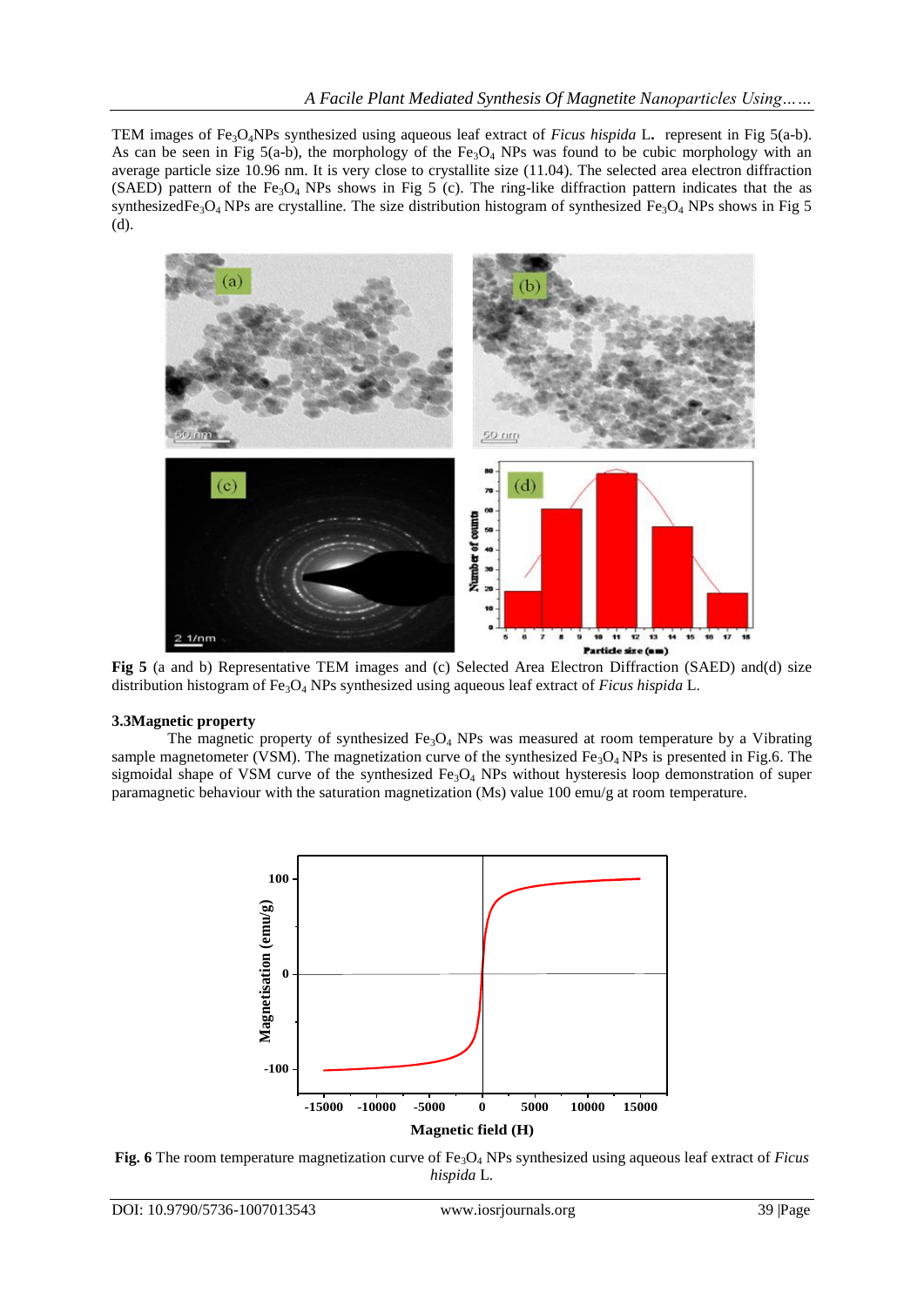TEM images of $Fe_3O_4$NPs synthesized using aqueous leaf extract of *Ficus hispida* L. represent in Fig 5(a-b). As can be seen in Fig 5(a-b), the morphology of the $Fe_3O_4$ NPs was found to be cubic morphology with an average particle size 10.96 nm. It is very close to crystallite size (11.04). The selected area electron diffraction (SAED) pattern of the $Fe_3O_4$ NPs shows in Fig 5 (c). The ring-like diffraction pattern indicates that the as synthesized$Fe_3O_4$ NPs are crystalline. The size distribution histogram of synthesized $Fe_3O_4$ NPs shows in Fig 5 (d).

**Fig 5** (a and b) Representative TEM images and (c) Selected Area Electron Diffraction (SAED) and(d) size distribution histogram of $Fe_3O_4$ NPs synthesized using aqueous leaf extract of *Ficus hispida* L.

### 3.3Magnetic property

The magnetic property of synthesized $Fe_3O_4$ NPs was measured at room temperature by a Vibrating sample magnetometer (VSM). The magnetization curve of the synthesized $Fe_3O_4$ NPs is presented in Fig.6. The sigmoidal shape of VSM curve of the synthesized $Fe_3O_4$ NPs without hysteresis loop demonstration of super paramagnetic behaviour with the saturation magnetization (Ms) value 100 emu/g at room temperature.

**Fig. 6** The room temperature magnetization curve of $Fe_3O_4$ NPs synthesized using aqueous leaf extract of *Ficus hispida* L.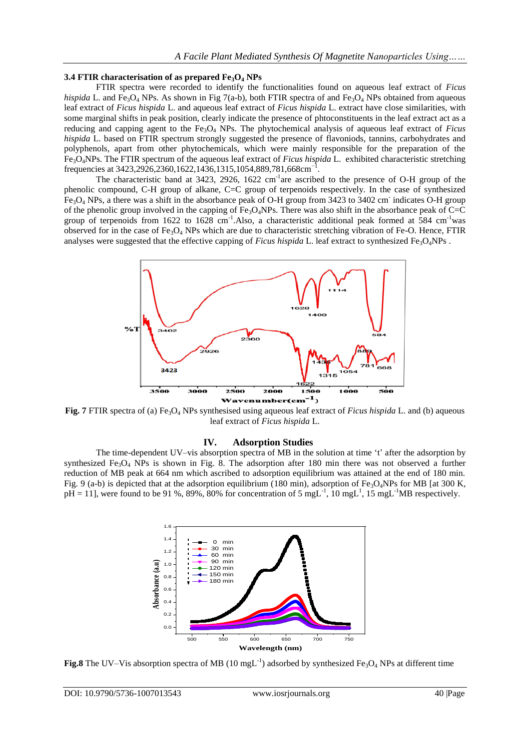### 3.4 FTIR characterisation of as prepared $Fe_3O_4$ NPs

FTIR spectra were recorded to identify the functionalities found on aqueous leaf extract of *Ficus hispida* L. and $Fe_3O_4$ NPs. As shown in Fig 7(a-b), both FTIR spectra of and $Fe_3O_4$ NPs obtained from aqueous leaf extract of *Ficus hispida* L. and aqueous leaf extract of *Ficus hispida* L. extract have close similarities, with some marginal shifts in peak position, clearly indicate the presence of phtoconstituents in the leaf extract act as a reducing and capping agent to the $Fe_3O_4$ NPs. The phytochemical analysis of aqueous leaf extract of *Ficus hispida* L. based on FTIR spectrum strongly suggested the presence of flavoniods, tannins, carbohydrates and polyphenols, apart from other phytochemicals, which were mainly responsible for the preparation of the $Fe_3O_4$NPs. The FTIR spectrum of the aqueous leaf extract of *Ficus hispida* L. exhibited characteristic stretching frequencies at 3423,2926,2360,1622,1436,1315,1054,889,781,668cm$^{-1}$.

The characteristic band at 3423, 2926, 1622 cm$^{-1}$are ascribed to the presence of O-H group of the phenolic compound, C-H group of alkane, C=C group of terpenoids respectively. In the case of synthesized $Fe_3O_4$ NPs, a there was a shift in the absorbance peak of O-H group from 3423 to 3402 cm$^{-}$ indicates O-H group of the phenolic group involved in the capping of $Fe_3O_4$NPs. There was also shift in the absorbance peak of C=C group of terpenoids from 1622 to 1628 cm$^{-1}$.Also, a characteristic additional peak formed at 584 cm$^{-1}$was observed for in the case of $Fe_3O_4$ NPs which are due to characteristic stretching vibration of Fe-O. Hence, FTIR analyses were suggested that the effective capping of *Ficus hispida* L. leaf extract to synthesized $Fe_3O_4$NPs .

**Fig. 7** FTIR spectra of (a) $Fe_3O_4$ NPs synthesised using aqueous leaf extract of *Ficus hispida* L. and (b) aqueous leaf extract of *Ficus hispida* L.

## IV. Adsorption Studies

The time-dependent UV–vis absorption spectra of MB in the solution at time 't' after the adsorption by synthesized $Fe_3O_4$ NPs is shown in Fig. 8. The adsorption after 180 min there was not observed a further reduction of MB peak at 664 nm which ascribed to adsorption equilibrium was attained at the end of 180 min. Fig. 9 (a-b) is depicted that at the adsorption equilibrium (180 min), adsorption of $Fe_3O_4$NPs for MB [at 300 K, pH = 11], were found to be 91 %, 89%, 80% for concentration of 5 mgL$^{-1}$, 10 mgL$^{1}$, 15 mgL$^{-1}$MB respectively.

**Fig.8** The UV–Vis absorption spectra of MB (10 mgL$^{-1}$) adsorbed by synthesized $Fe_3O_4$ NPs at different time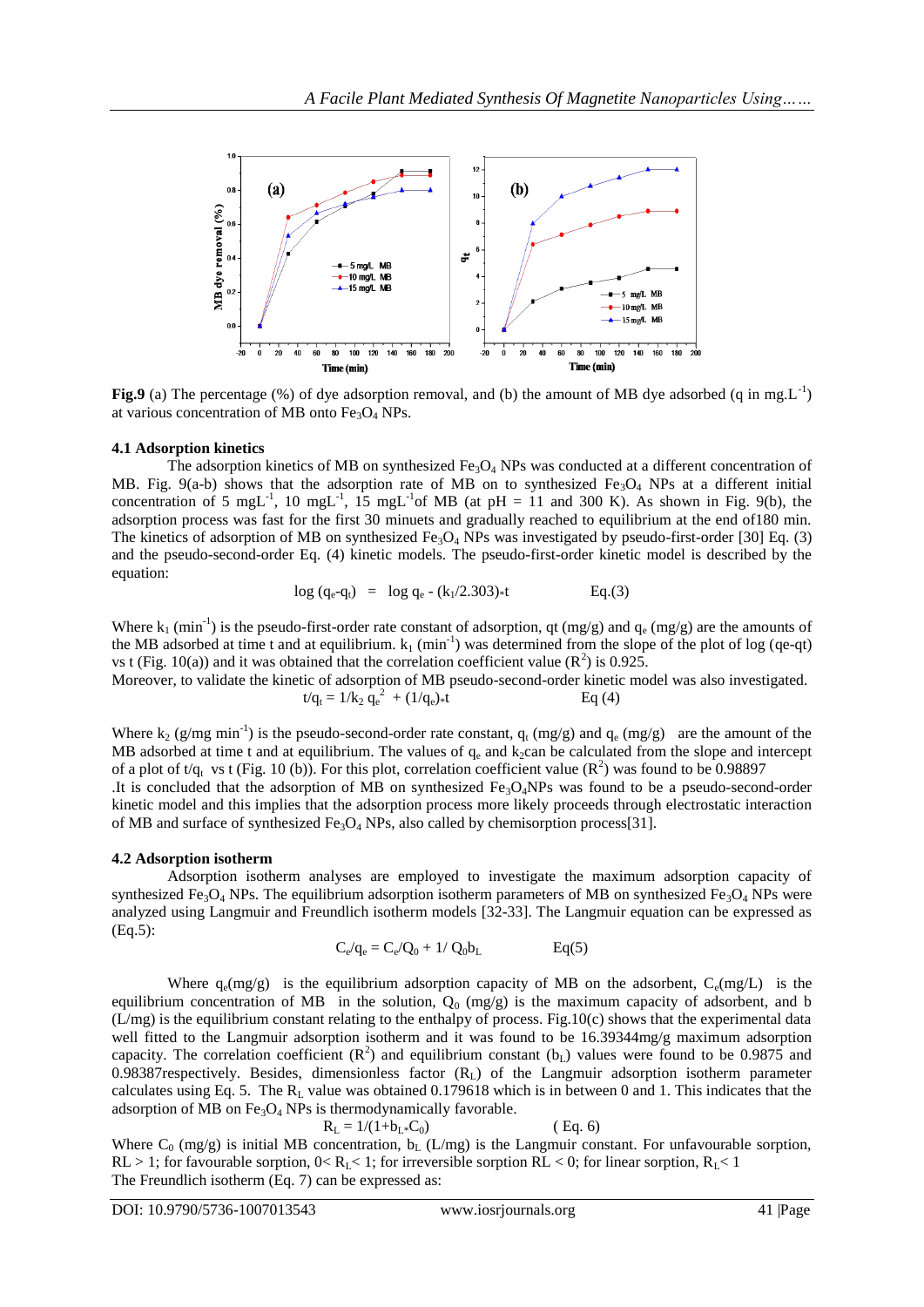**Fig.9** (a) The percentage (%) of dye adsorption removal, and (b) the amount of MB dye adsorbed (q in $mg.L^{-1}$) at various concentration of MB onto $Fe_3O_4$ NPs.

### 4.1 Adsorption kinetics

The adsorption kinetics of MB on synthesized $Fe_3O_4$ NPs was conducted at a different concentration of MB. Fig. 9(a-b) shows that the adsorption rate of MB on to synthesized $Fe_3O_4$ NPs at a different initial concentration of 5 $mgL^{-1}$, 10 $mgL^{-1}$, 15 $mgL^{-1}$of MB (at pH = 11 and 300 K). As shown in Fig. 9(b), the adsorption process was fast for the first 30 minuets and gradually reached to equilibrium at the end of180 min. The kinetics of adsorption of MB on synthesized $Fe_3O_4$ NPs was investigated by pseudo-first-order [30] Eq. (3) and the pseudo-second-order Eq. (4) kinetic models. The pseudo-first-order kinetic model is described by the equation:

$$\log (q_e - q_t) = \log q_e - (k_1/2.303)*t \qquad \text{Eq.(3)}$$

Where $k_1$ ($min^{-1}$) is the pseudo-first-order rate constant of adsorption, qt (mg/g) and $q_e$ (mg/g) are the amounts of the MB adsorbed at time t and at equilibrium. $k_1$ ($min^{-1}$) was determined from the slope of the plot of log (qe-qt) vs t (Fig. 10(a)) and it was obtained that the correlation coefficient value ($R^2$) is 0.925.

Moreover, to validate the kinetic of adsorption of MB pseudo-second-order kinetic model was also investigated.

$$t/q_t = 1/k_2\, q_e^2 + (1/q_e)*t \qquad \text{Eq (4)}$$

Where $k_2$ (g/mg $min^{-1}$) is the pseudo-second-order rate constant, $q_t$ (mg/g) and $q_e$ (mg/g) are the amount of the MB adsorbed at time t and equilibrium. The values of $q_e$ and $k_2$can be calculated from the slope and intercept of a plot of $t/q_t$ vs t (Fig. 10 (b)). For this plot, correlation coefficient value ($R^2$) was found to be 0.98897

.It is concluded that the adsorption of MB on synthesized $Fe_3O_4$NPs was found to be a pseudo-second-order kinetic model and this implies that the adsorption process more likely proceeds through electrostatic interaction of MB and surface of synthesized $Fe_3O_4$ NPs, also called by chemisorption process[31].

### 4.2 Adsorption isotherm

Adsorption isotherm analyses are employed to investigate the maximum adsorption capacity of synthesized $Fe_3O_4$ NPs. The equilibrium adsorption isotherm parameters of MB on synthesized $Fe_3O_4$ NPs were analyzed using Langmuir and Freundlich isotherm models [32-33]. The Langmuir equation can be expressed as (Eq.5):

$$C_e/q_e = C_e/Q_0 + 1/\, Q_0 b_L \qquad \text{Eq(5)}$$

Where $q_e$(mg/g) is the equilibrium adsorption capacity of MB on the adsorbent, $C_e$(mg/L) is the equilibrium concentration of MB in the solution, $Q_0$ (mg/g) is the maximum capacity of adsorbent, and b (L/mg) is the equilibrium constant relating to the enthalpy of process. Fig.10(c) shows that the experimental data well fitted to the Langmuir adsorption isotherm and it was found to be 16.39344mg/g maximum adsorption capacity. The correlation coefficient ($R^2$) and equilibrium constant ($b_L$) values were found to be 0.9875 and 0.98387respectively. Besides, dimensionless factor ($R_L$) of the Langmuir adsorption isotherm parameter calculates using Eq. 5. The $R_L$ value was obtained 0.179618 which is in between 0 and 1. This indicates that the adsorption of MB on $Fe_3O_4$ NPs is thermodynamically favorable.

$$R_L = 1/(1+b_L*C_0) \qquad \text{( Eq. 6)}$$

Where $C_0$ (mg/g) is initial MB concentration, $b_L$ (L/mg) is the Langmuir constant. For unfavourable sorption, $RL > 1$; for favourable sorption, $0< R_L< 1$; for irreversible sorption $RL < 0$; for linear sorption, $R_L< 1$

The Freundlich isotherm (Eq. 7) can be expressed as: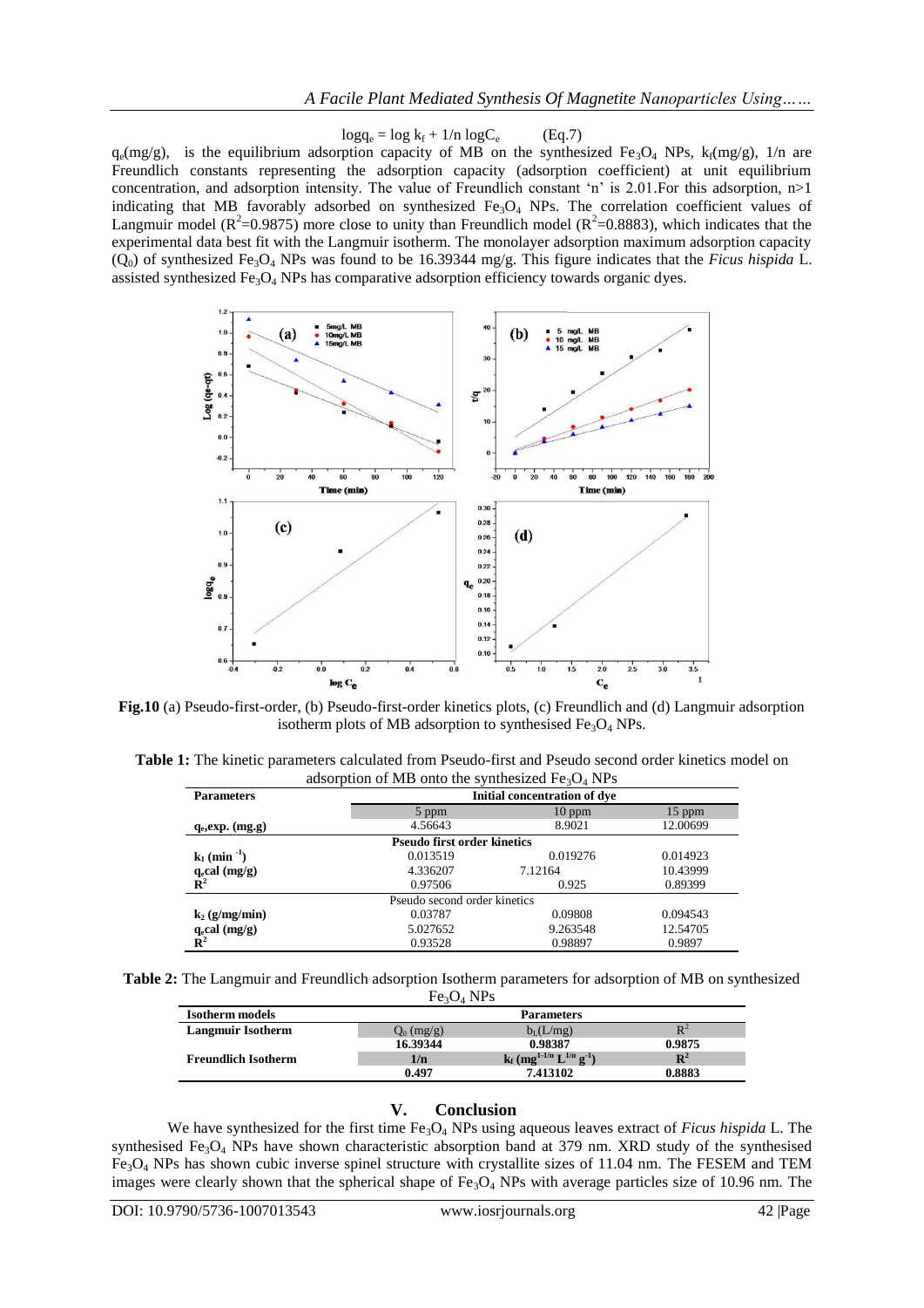$$\log q_e = \log k_f + 1/n \log C_e \qquad \text{(Eq.7)}$$

$q_e$(mg/g), is the equilibrium adsorption capacity of MB on the synthesized $Fe_3O_4$ NPs, $k_f$(mg/g), 1/n are Freundlich constants representing the adsorption capacity (adsorption coefficient) at unit equilibrium concentration, and adsorption intensity. The value of Freundlich constant 'n' is 2.01.For this adsorption, n>1 indicating that MB favorably adsorbed on synthesized $Fe_3O_4$ NPs. The correlation coefficient values of Langmuir model ($R^2$=0.9875) more close to unity than Freundlich model ($R^2$=0.8883), which indicates that the experimental data best fit with the Langmuir isotherm. The monolayer adsorption maximum adsorption capacity ($Q_0$) of synthesized $Fe_3O_4$ NPs was found to be 16.39344 mg/g. This figure indicates that the *Ficus hispida* L. assisted synthesized $Fe_3O_4$ NPs has comparative adsorption efficiency towards organic dyes.

**Fig.10** (a) Pseudo-first-order, (b) Pseudo-first-order kinetics plots, (c) Freundlich and (d) Langmuir adsorption isotherm plots of MB adsorption to synthesised $Fe_3O_4$ NPs.

**Table 1:** The kinetic parameters calculated from Pseudo-first and Pseudo second order kinetics model on adsorption of MB onto the synthesized $Fe_3O_4$ NPs

| **Parameters** | **Initial concentration of dye** | | |
|---|---|---|---|
| | 5 ppm | 10 ppm | 15 ppm |
| **$q_e$,exp. (mg.g)** | 4.56643 | 8.9021 | 12.00699 |
| | **Pseudo first order kinetics** | | |
| **$k_1$ ($min^{-1}$)** | 0.013519 | 0.019276 | 0.014923 |
| **$q_e$cal (mg/g)** | 4.336207 | 7.12164 | 10.43999 |
| **$R^2$** | 0.97506 | 0.925 | 0.89399 |
| | Pseudo second order kinetics | | |
| **$k_2$ (g/mg/min)** | 0.03787 | 0.09808 | 0.094543 |
| **$q_e$cal (mg/g)** | 5.027652 | 9.263548 | 12.54705 |
| **$R^2$** | 0.93528 | 0.98897 | 0.9897 |

**Table 2:** The Langmuir and Freundlich adsorption Isotherm parameters for adsorption of MB on synthesized $Fe_3O_4$ NPs

| **Isotherm models** | **Parameters** | | |
|---|---|---|---|
| **Langmuir Isotherm** | $Q_0$ (mg/g) | $b_L$(L/mg) | $R^2$ |
| | **16.39344** | **0.98387** | **0.9875** |
| **Freundlich Isotherm** | **1/n** | **$k_f$ ($mg^{1-1/n}$ $L^{1/n}$ $g^{-1}$)** | **$R^2$** |
| | **0.497** | **7.413102** | **0.8883** |

## V. Conclusion

We have synthesized for the first time $Fe_3O_4$ NPs using aqueous leaves extract of *Ficus hispida* L. The synthesised $Fe_3O_4$ NPs have shown characteristic absorption band at 379 nm. XRD study of the synthesised $Fe_3O_4$ NPs has shown cubic inverse spinel structure with crystallite sizes of 11.04 nm. The FESEM and TEM images were clearly shown that the spherical shape of $Fe_3O_4$ NPs with average particles size of 10.96 nm. The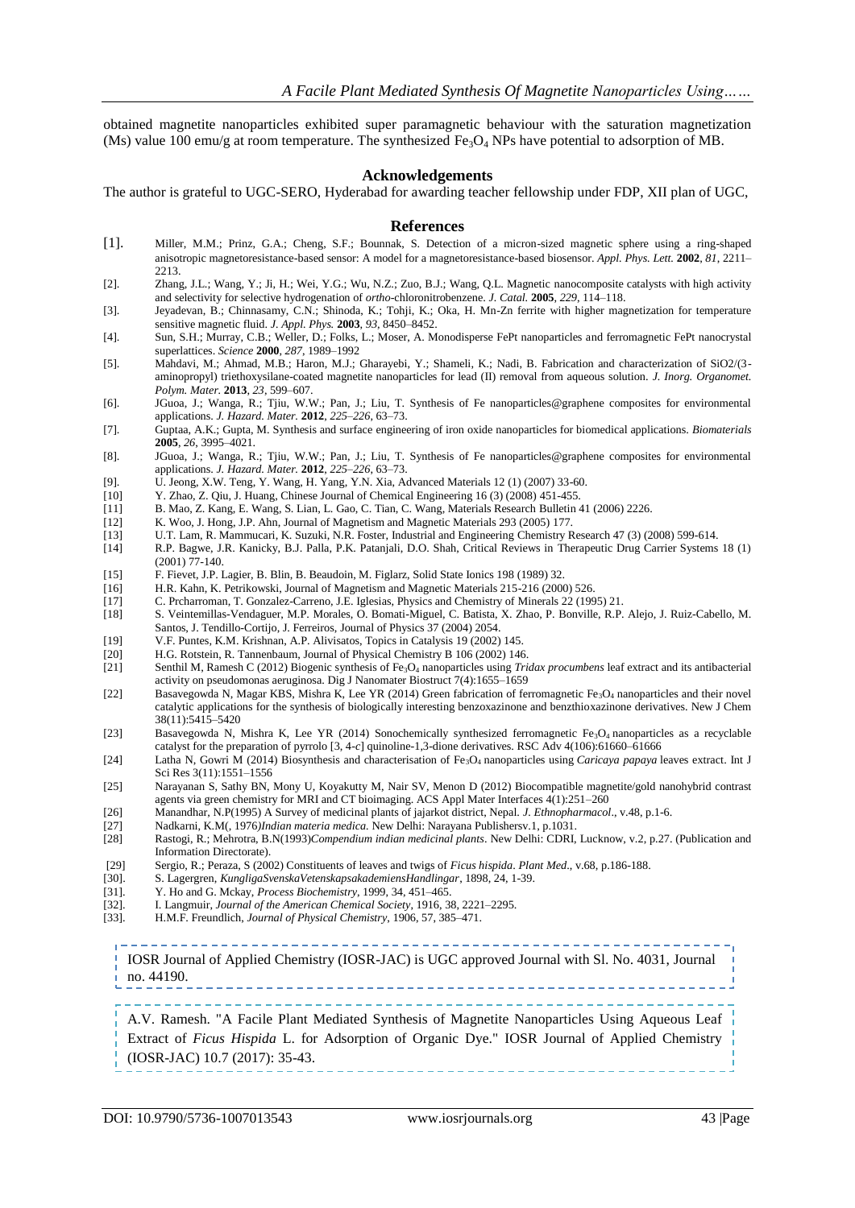obtained magnetite nanoparticles exhibited super paramagnetic behaviour with the saturation magnetization (Ms) value 100 emu/g at room temperature. The synthesized $Fe_3O_4$ NPs have potential to adsorption of MB.

## Acknowledgements

The author is grateful to UGC-SERO, Hyderabad for awarding teacher fellowship under FDP, XII plan of UGC,

## References

[1]. Miller, M.M.; Prinz, G.A.; Cheng, S.F.; Bounnak, S. Detection of a micron-sized magnetic sphere using a ring-shaped anisotropic magnetoresistance-based sensor: A model for a magnetoresistance-based biosensor. *Appl. Phys. Lett.* **2002**, *81*, 2211–2213.

[2]. Zhang, J.L.; Wang, Y.; Ji, H.; Wei, Y.G.; Wu, N.Z.; Zuo, B.J.; Wang, Q.L. Magnetic nanocomposite catalysts with high activity and selectivity for selective hydrogenation of *ortho*-chloronitrobenzene. *J. Catal.* **2005**, *229*, 114–118.

[3]. Jeyadevan, B.; Chinnasamy, C.N.; Shinoda, K.; Tohji, K.; Oka, H. Mn-Zn ferrite with higher magnetization for temperature sensitive magnetic fluid. *J. Appl. Phys.* **2003**, *93*, 8450–8452.

[4]. Sun, S.H.; Murray, C.B.; Weller, D.; Folks, L.; Moser, A. Monodisperse FePt nanoparticles and ferromagnetic FePt nanocrystal superlattices. *Science* **2000**, *287*, 1989–1992

[5]. Mahdavi, M.; Ahmad, M.B.; Haron, M.J.; Gharayebi, Y.; Shameli, K.; Nadi, B. Fabrication and characterization of SiO2/(3-aminopropyl) triethoxysilane-coated magnetite nanoparticles for lead (II) removal from aqueous solution. *J. Inorg. Organomet. Polym. Mater.* **2013**, *23*, 599–607.

[6]. JGuoa, J.; Wanga, R.; Tjiu, W.W.; Pan, J.; Liu, T. Synthesis of Fe nanoparticles@graphene composites for environmental applications. *J. Hazard. Mater.* **2012**, *225–226*, 63–73.

[7]. Guptaa, A.K.; Gupta, M. Synthesis and surface engineering of iron oxide nanoparticles for biomedical applications. *Biomaterials* **2005**, *26*, 3995–4021.

[8]. JGuoa, J.; Wanga, R.; Tjiu, W.W.; Pan, J.; Liu, T. Synthesis of Fe nanoparticles@graphene composites for environmental applications. *J. Hazard. Mater.* **2012**, *225–226*, 63–73.

[9]. U. Jeong, X.W. Teng, Y. Wang, H. Yang, Y.N. Xia, Advanced Materials 12 (1) (2007) 33-60.

[10] Y. Zhao, Z. Qiu, J. Huang, Chinese Journal of Chemical Engineering 16 (3) (2008) 451-455.

[11] B. Mao, Z. Kang, E. Wang, S. Lian, L. Gao, C. Tian, C. Wang, Materials Research Bulletin 41 (2006) 2226.

[12] K. Woo, J. Hong, J.P. Ahn, Journal of Magnetism and Magnetic Materials 293 (2005) 177.

[13] U.T. Lam, R. Mammucari, K. Suzuki, N.R. Foster, Industrial and Engineering Chemistry Research 47 (3) (2008) 599-614.

[14] R.P. Bagwe, J.R. Kanicky, B.J. Palla, P.K. Patanjali, D.O. Shah, Critical Reviews in Therapeutic Drug Carrier Systems 18 (1) (2001) 77-140.

[15] F. Fievet, J.P. Lagier, B. Blin, B. Beaudoin, M. Figlarz, Solid State Ionics 198 (1989) 32.

[16] H.R. Kahn, K. Petrikowski, Journal of Magnetism and Magnetic Materials 215-216 (2000) 526.

[17] C. Prcharroman, T. Gonzalez-Carreno, J.E. Iglesias, Physics and Chemistry of Minerals 22 (1995) 21.

[18] S. Veintemillas-Vendaguer, M.P. Morales, O. Bomati-Miguel, C. Batista, X. Zhao, P. Bonville, R.P. Alejo, J. Ruiz-Cabello, M. Santos, J. Tendillo-Cortijo, J. Ferreiros, Journal of Physics 37 (2004) 2054.

[19] V.F. Puntes, K.M. Krishnan, A.P. Alivisatos, Topics in Catalysis 19 (2002) 145.

[20] H.G. Rotstein, R. Tannenbaum, Journal of Physical Chemistry B 106 (2002) 146.

[21] Senthil M, Ramesh C (2012) Biogenic synthesis of $Fe_3O_4$ nanoparticles using *Tridax procumbens* leaf extract and its antibacterial activity on pseudomonas aeruginosa. Dig J Nanomater Biostruct 7(4):1655–1659

[22] Basavegowda N, Magar KBS, Mishra K, Lee YR (2014) Green fabrication of ferromagnetic $Fe_3O_4$ nanoparticles and their novel catalytic applications for the synthesis of biologically interesting benzoxazinone and benzthioxazinone derivatives. New J Chem 38(11):5415–5420

[23] Basavegowda N, Mishra K, Lee YR (2014) Sonochemically synthesized ferromagnetic $Fe_3O_4$ nanoparticles as a recyclable catalyst for the preparation of pyrrolo [3, 4-*c*] quinoline-1,3-dione derivatives. RSC Adv 4(106):61660–61666

[24] Latha N, Gowri M (2014) Biosynthesis and characterisation of $Fe_3O_4$ nanoparticles using *Caricaya papaya* leaves extract. Int J Sci Res 3(11):1551–1556

[25] Narayanan S, Sathy BN, Mony U, Koyakutty M, Nair SV, Menon D (2012) Biocompatible magnetite/gold nanohybrid contrast agents via green chemistry for MRI and CT bioimaging. ACS Appl Mater Interfaces 4(1):251–260

[26] Manandhar, N.P(1995) A Survey of medicinal plants of jajarkot district, Nepal. *J. Ethnopharmacol*., v.48, p.1-6.

[27] Nadkarni, K.M(, 1976)*Indian materia medica.* New Delhi: Narayana Publishersv.1, p.1031.

[28] Rastogi, R.; Mehrotra, B.N(1993)*Compendium indian medicinal plants*. New Delhi: CDRI, Lucknow, v.2, p.27. (Publication and Information Directorate).

[29] Sergio, R.; Peraza, S (2002) Constituents of leaves and twigs of *Ficus hispida*. *Plant Med*., v.68, p.186-188.

[30]. S. Lagergren, *KungligaSvenskaVetenskapsakademiensHandlingar*, 1898, 24, 1-39.

[31]. Y. Ho and G. Mckay, *Process Biochemistry*, 1999, 34, 451–465.

[32]. I. Langmuir, *Journal of the American Chemical Society*, 1916, 38, 2221–2295.

[33]. H.M.F. Freundlich, *Journal of Physical Chemistry*, 1906, 57, 385–471.

IOSR Journal of Applied Chemistry (IOSR-JAC) is UGC approved Journal with Sl. No. 4031, Journal no. 44190.

A.V. Ramesh. "A Facile Plant Mediated Synthesis of Magnetite Nanoparticles Using Aqueous Leaf Extract of *Ficus Hispida* L. for Adsorption of Organic Dye." IOSR Journal of Applied Chemistry (IOSR-JAC) 10.7 (2017): 35-43.